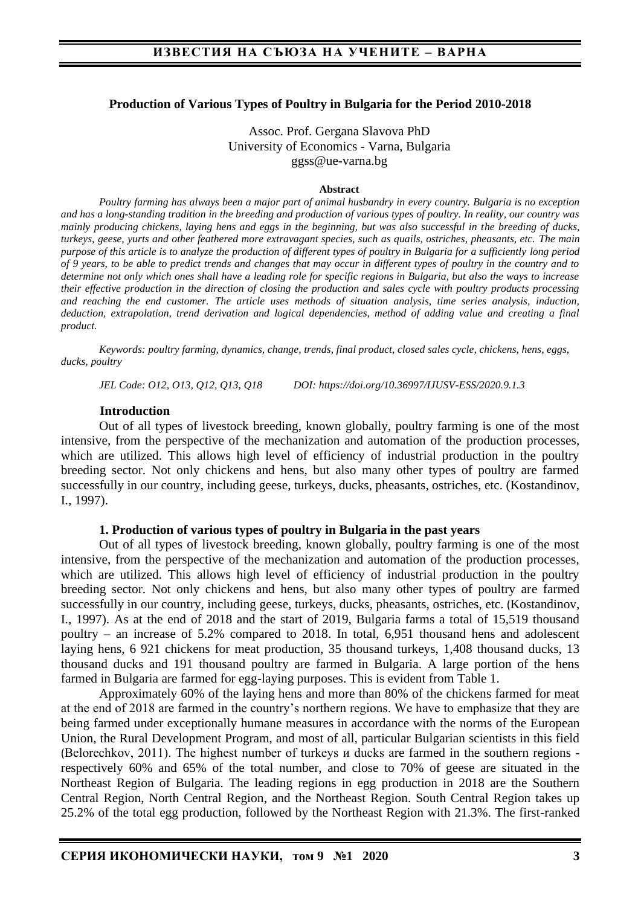## Production of Various Types of Poultry in Bulgaria for the Period 2010-2018

Assoc. Prof. Gergana Slavova PhD
University of Economics - Varna, Bulgaria
ggss@ue-varna.bg

**Abstract**

*Poultry farming has always been a major part of animal husbandry in every country. Bulgaria is no exception and has a long-standing tradition in the breeding and production of various types of poultry. In reality, our country was mainly producing chickens, laying hens and eggs in the beginning, but was also successful in the breeding of ducks, turkeys, geese, yurts and other feathered more extravagant species, such as quails, ostriches, pheasants, etc. The main purpose of this article is to analyze the production of different types of poultry in Bulgaria for a sufficiently long period of 9 years, to be able to predict trends and changes that may occur in different types of poultry in the country and to determine not only which ones shall have a leading role for specific regions in Bulgaria, but also the ways to increase their effective production in the direction of closing the production and sales cycle with poultry products processing and reaching the end customer. The article uses methods of situation analysis, time series analysis, induction, deduction, extrapolation, trend derivation and logical dependencies, method of adding value and creating a final product.*

*Keywords: poultry farming, dynamics, change, trends, final product, closed sales cycle, chickens, hens, eggs, ducks, poultry*

*JEL Code: O12, O13, Q12, Q13, Q18 DOI: https://doi.org/10.36997/IJUSV-ESS/2020.9.1.3*

### Introduction

Out of all types of livestock breeding, known globally, poultry farming is one of the most intensive, from the perspective of the mechanization and automation of the production processes, which are utilized. This allows high level of efficiency of industrial production in the poultry breeding sector. Not only chickens and hens, but also many other types of poultry are farmed successfully in our country, including geese, turkeys, ducks, pheasants, ostriches, etc. (Kostandinov, I., 1997).

### 1. Production of various types of poultry in Bulgaria in the past years

Out of all types of livestock breeding, known globally, poultry farming is one of the most intensive, from the perspective of the mechanization and automation of the production processes, which are utilized. This allows high level of efficiency of industrial production in the poultry breeding sector. Not only chickens and hens, but also many other types of poultry are farmed successfully in our country, including geese, turkeys, ducks, pheasants, ostriches, etc. (Kostandinov, I., 1997). As at the end of 2018 and the start of 2019, Bulgaria farms a total of 15,519 thousand poultry – an increase of 5.2% compared to 2018. In total, 6,951 thousand hens and adolescent laying hens, 6 921 chickens for meat production, 35 thousand turkeys, 1,408 thousand ducks, 13 thousand ducks and 191 thousand poultry are farmed in Bulgaria. A large portion of the hens farmed in Bulgaria are farmed for egg-laying purposes. This is evident from Table 1.

Approximately 60% of the laying hens and more than 80% of the chickens farmed for meat at the end of 2018 are farmed in the country's northern regions. We have to emphasize that they are being farmed under exceptionally humane measures in accordance with the norms of the European Union, the Rural Development Program, and most of all, particular Bulgarian scientists in this field (Belorechkov, 2011). The highest number of turkeys и ducks are farmed in the southern regions - respectively 60% and 65% of the total number, and close to 70% of geese are situated in the Northeast Region of Bulgaria. The leading regions in egg production in 2018 are the Southern Central Region, North Central Region, and the Northeast Region. South Central Region takes up 25.2% of the total egg production, followed by the Northeast Region with 21.3%. The first-ranked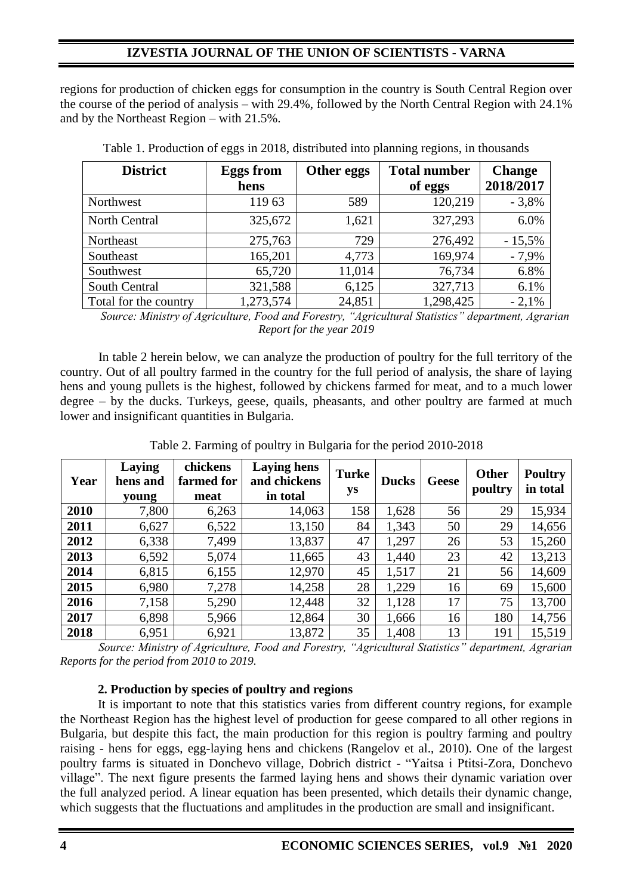regions for production of chicken eggs for consumption in the country is South Central Region over the course of the period of analysis – with 29.4%, followed by the North Central Region with 24.1% and by the Northeast Region – with 21.5%.

Table 1. Production of eggs in 2018, distributed into planning regions, in thousands

| District | Eggs from hens | Other eggs | Total number of eggs | Change 2018/2017 |
|---|---|---|---|---|
| Northwest | 119 63 | 589 | 120,219 | - 3,8% |
| North Central | 325,672 | 1,621 | 327,293 | 6.0% |
| Northeast | 275,763 | 729 | 276,492 | - 15,5% |
| Southeast | 165,201 | 4,773 | 169,974 | - 7,9% |
| Southwest | 65,720 | 11,014 | 76,734 | 6.8% |
| South Central | 321,588 | 6,125 | 327,713 | 6.1% |
| Total for the country | 1,273,574 | 24,851 | 1,298,425 | - 2,1% |

*Source: Ministry of Agriculture, Food and Forestry, "Agricultural Statistics" department, Agrarian Report for the year 2019*

In table 2 herein below, we can analyze the production of poultry for the full territory of the country. Out of all poultry farmed in the country for the full period of analysis, the share of laying hens and young pullets is the highest, followed by chickens farmed for meat, and to a much lower degree – by the ducks. Turkeys, geese, quails, pheasants, and other poultry are farmed at much lower and insignificant quantities in Bulgaria.

Table 2. Farming of poultry in Bulgaria for the period 2010-2018

| Year | Laying hens and young | chickens farmed for meat | Laying hens and chickens in total | Turkeys | Ducks | Geese | Other poultry | Poultry in total |
|---|---|---|---|---|---|---|---|---|
| **2010** | 7,800 | 6,263 | 14,063 | 158 | 1,628 | 56 | 29 | 15,934 |
| **2011** | 6,627 | 6,522 | 13,150 | 84 | 1,343 | 50 | 29 | 14,656 |
| **2012** | 6,338 | 7,499 | 13,837 | 47 | 1,297 | 26 | 53 | 15,260 |
| **2013** | 6,592 | 5,074 | 11,665 | 43 | 1,440 | 23 | 42 | 13,213 |
| **2014** | 6,815 | 6,155 | 12,970 | 45 | 1,517 | 21 | 56 | 14,609 |
| **2015** | 6,980 | 7,278 | 14,258 | 28 | 1,229 | 16 | 69 | 15,600 |
| **2016** | 7,158 | 5,290 | 12,448 | 32 | 1,128 | 17 | 75 | 13,700 |
| **2017** | 6,898 | 5,966 | 12,864 | 30 | 1,666 | 16 | 180 | 14,756 |
| **2018** | 6,951 | 6,921 | 13,872 | 35 | 1,408 | 13 | 191 | 15,519 |

*Source: Ministry of Agriculture, Food and Forestry, "Agricultural Statistics" department, Agrarian Reports for the period from 2010 to 2019.*

### 2. Production by species of poultry and regions

It is important to note that this statistics varies from different country regions, for example the Northeast Region has the highest level of production for geese compared to all other regions in Bulgaria, but despite this fact, the main production for this region is poultry farming and poultry raising - hens for eggs, egg-laying hens and chickens (Rangelov et al., 2010). One of the largest poultry farms is situated in Donchevo village, Dobrich district - "Yaitsa i Ptitsi-Zora, Donchevo village". The next figure presents the farmed laying hens and shows their dynamic variation over the full analyzed period. A linear equation has been presented, which details their dynamic change, which suggests that the fluctuations and amplitudes in the production are small and insignificant.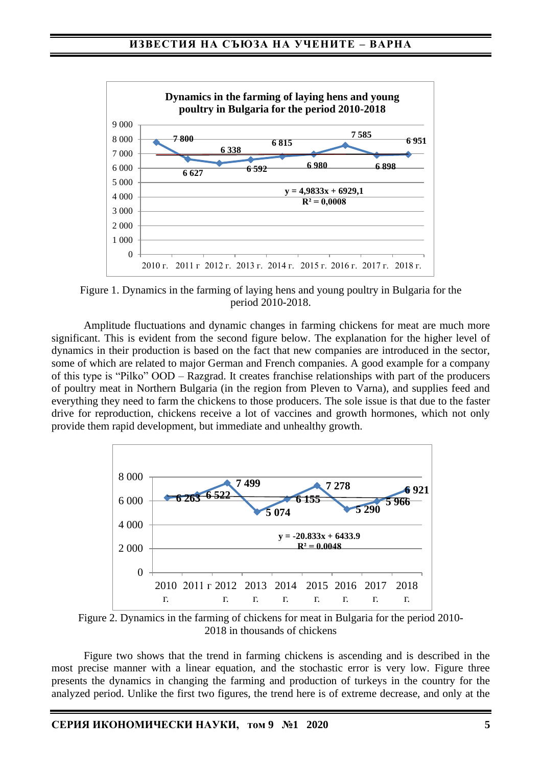Figure 1. Dynamics in the farming of laying hens and young poultry in Bulgaria for the period 2010-2018.

Amplitude fluctuations and dynamic changes in farming chickens for meat are much more significant. This is evident from the second figure below. The explanation for the higher level of dynamics in their production is based on the fact that new companies are introduced in the sector, some of which are related to major German and French companies. A good example for a company of this type is "Pilko" OOD – Razgrad. It creates franchise relationships with part of the producers of poultry meat in Northern Bulgaria (in the region from Pleven to Varna), and supplies feed and everything they need to farm the chickens to those producers. The sole issue is that due to the faster drive for reproduction, chickens receive a lot of vaccines and growth hormones, which not only provide them rapid development, but immediate and unhealthy growth.

Figure 2. Dynamics in the farming of chickens for meat in Bulgaria for the period 2010-2018 in thousands of chickens

Figure two shows that the trend in farming chickens is ascending and is described in the most precise manner with a linear equation, and the stochastic error is very low. Figure three presents the dynamics in changing the farming and production of turkeys in the country for the analyzed period. Unlike the first two figures, the trend here is of extreme decrease, and only at the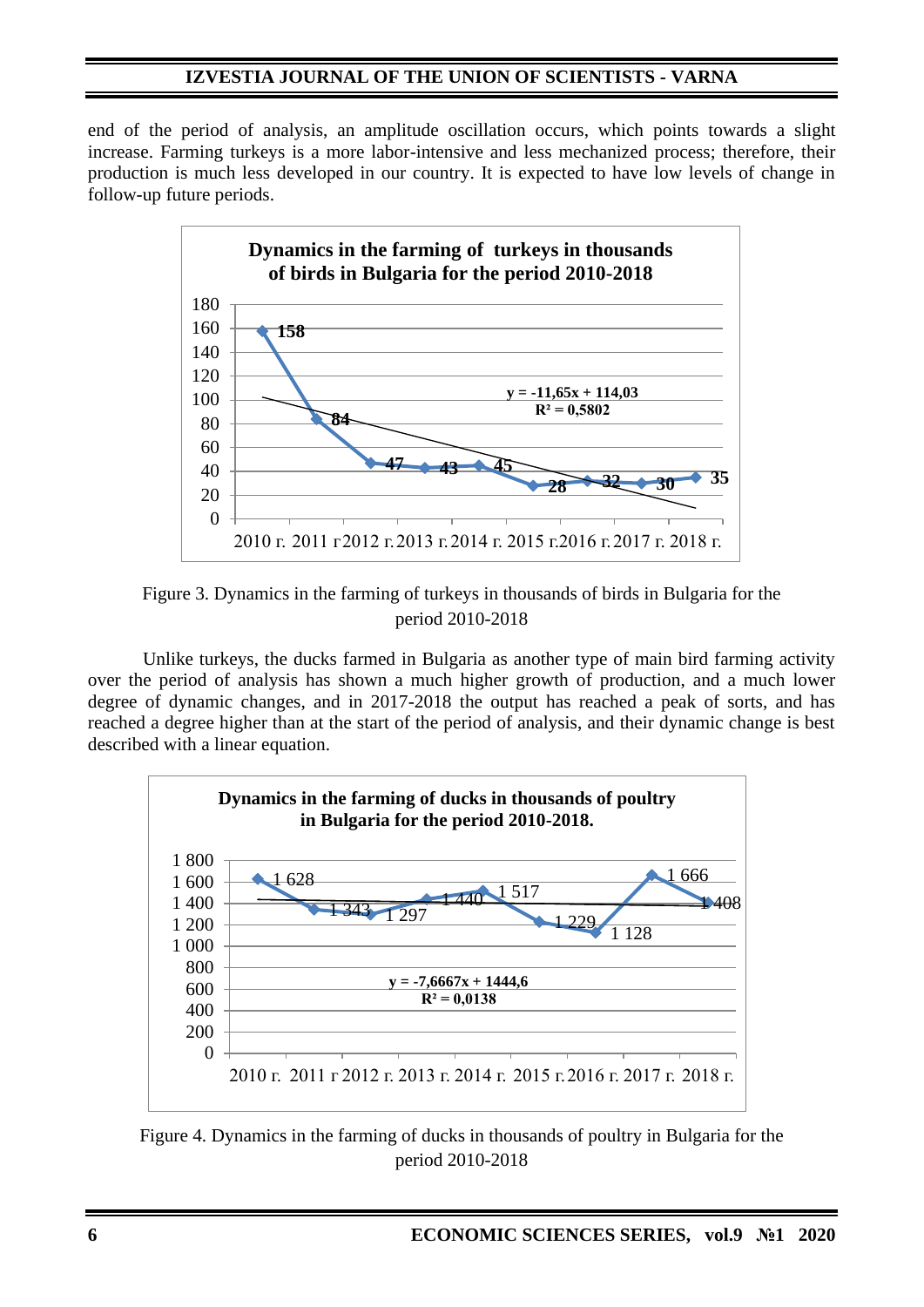end of the period of analysis, an amplitude oscillation occurs, which points towards a slight increase. Farming turkeys is a more labor-intensive and less mechanized process; therefore, their production is much less developed in our country. It is expected to have low levels of change in follow-up future periods.

Figure 3. Dynamics in the farming of turkeys in thousands of birds in Bulgaria for the period 2010-2018

Unlike turkeys, the ducks farmed in Bulgaria as another type of main bird farming activity over the period of analysis has shown a much higher growth of production, and a much lower degree of dynamic changes, and in 2017-2018 the output has reached a peak of sorts, and has reached a degree higher than at the start of the period of analysis, and their dynamic change is best described with a linear equation.

Figure 4. Dynamics in the farming of ducks in thousands of poultry in Bulgaria for the period 2010-2018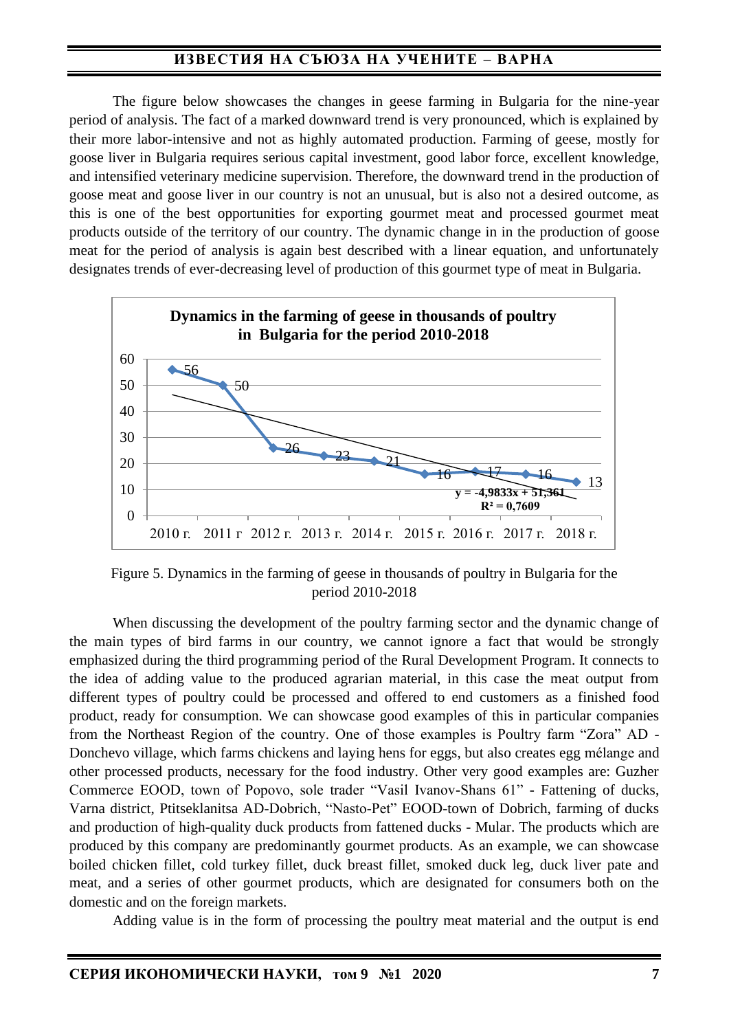The figure below showcases the changes in geese farming in Bulgaria for the nine-year period of analysis. The fact of a marked downward trend is very pronounced, which is explained by their more labor-intensive and not as highly automated production. Farming of geese, mostly for goose liver in Bulgaria requires serious capital investment, good labor force, excellent knowledge, and intensified veterinary medicine supervision. Therefore, the downward trend in the production of goose meat and goose liver in our country is not an unusual, but is also not a desired outcome, as this is one of the best opportunities for exporting gourmet meat and processed gourmet meat products outside of the territory of our country. The dynamic change in in the production of goose meat for the period of analysis is again best described with a linear equation, and unfortunately designates trends of ever-decreasing level of production of this gourmet type of meat in Bulgaria.

**Dynamics in the farming of geese in thousands of poultry in Bulgaria for the period 2010-2018**

| Year | 2010 г. | 2011 г | 2012 г. | 2013 г. | 2014 г. | 2015 г. | 2016 г. | 2017 г. | 2018 г. |
|---|---|---|---|---|---|---|---|---|---|
| Value | 56 | 50 | 26 | 23 | 21 | 16 | 17 | 16 | 13 |

$y = -4{,}9833x + 51{,}361$

$R^2 = 0{,}7609$

Figure 5. Dynamics in the farming of geese in thousands of poultry in Bulgaria for the period 2010-2018

When discussing the development of the poultry farming sector and the dynamic change of the main types of bird farms in our country, we cannot ignore a fact that would be strongly emphasized during the third programming period of the Rural Development Program. It connects to the idea of adding value to the produced agrarian material, in this case the meat output from different types of poultry could be processed and offered to end customers as a finished food product, ready for consumption. We can showcase good examples of this in particular companies from the Northeast Region of the country. One of those examples is Poultry farm "Zora" AD - Donchevo village, which farms chickens and laying hens for eggs, but also creates egg mélange and other processed products, necessary for the food industry. Other very good examples are: Guzher Commerce EOOD, town of Popovo, sole trader "Vasil Ivanov-Shans 61" - Fattening of ducks, Varna district, Ptitseklanitsa AD-Dobrich, "Nasto-Pet" EOOD-town of Dobrich, farming of ducks and production of high-quality duck products from fattened ducks - Mular. The products which are produced by this company are predominantly gourmet products. As an example, we can showcase boiled chicken fillet, cold turkey fillet, duck breast fillet, smoked duck leg, duck liver pate and meat, and a series of other gourmet products, which are designated for consumers both on the domestic and on the foreign markets.

Adding value is in the form of processing the poultry meat material and the output is end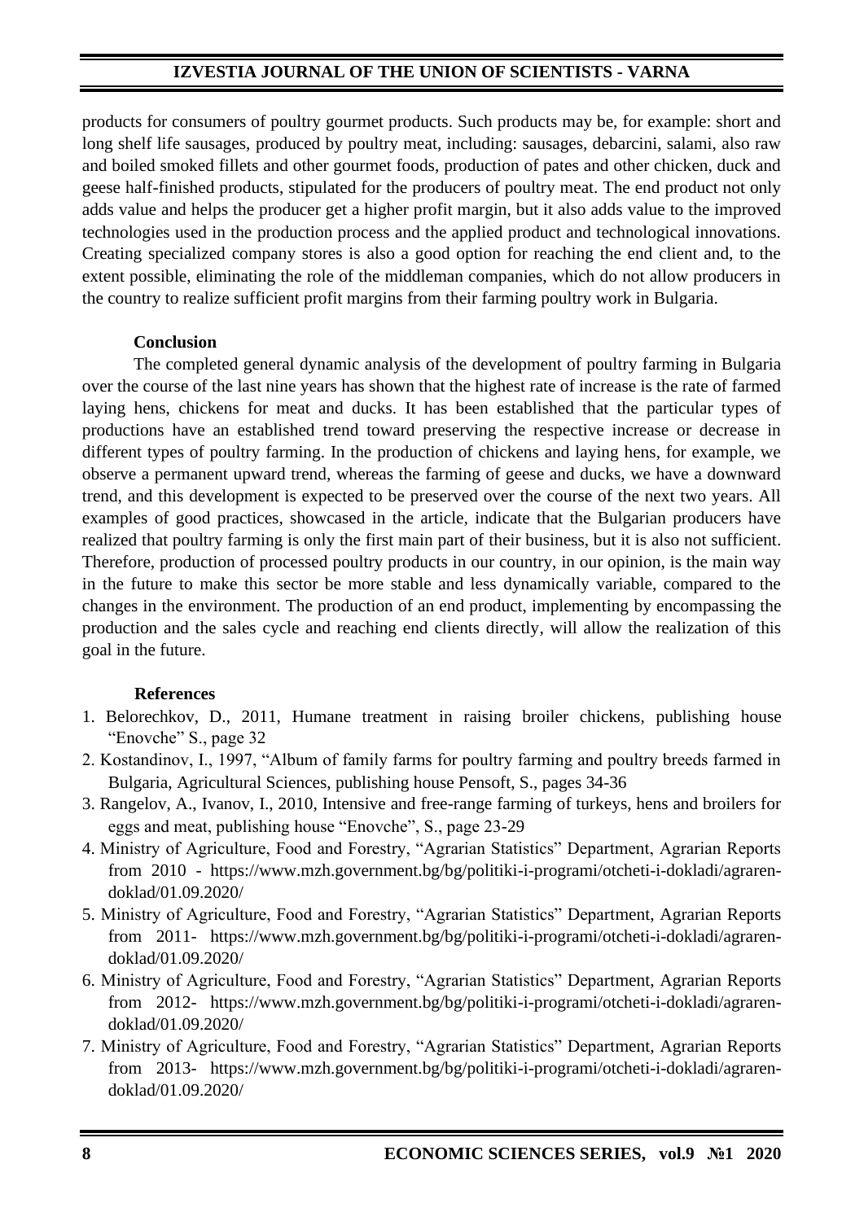products for consumers of poultry gourmet products. Such products may be, for example: short and long shelf life sausages, produced by poultry meat, including: sausages, debarcini, salami, also raw and boiled smoked fillets and other gourmet foods, production of pates and other chicken, duck and geese half-finished products, stipulated for the producers of poultry meat. The end product not only adds value and helps the producer get a higher profit margin, but it also adds value to the improved technologies used in the production process and the applied product and technological innovations. Creating specialized company stores is also a good option for reaching the end client and, to the extent possible, eliminating the role of the middleman companies, which do not allow producers in the country to realize sufficient profit margins from their farming poultry work in Bulgaria.

### Conclusion

The completed general dynamic analysis of the development of poultry farming in Bulgaria over the course of the last nine years has shown that the highest rate of increase is the rate of farmed laying hens, chickens for meat and ducks. It has been established that the particular types of productions have an established trend toward preserving the respective increase or decrease in different types of poultry farming. In the production of chickens and laying hens, for example, we observe a permanent upward trend, whereas the farming of geese and ducks, we have a downward trend, and this development is expected to be preserved over the course of the next two years. All examples of good practices, showcased in the article, indicate that the Bulgarian producers have realized that poultry farming is only the first main part of their business, but it is also not sufficient. Therefore, production of processed poultry products in our country, in our opinion, is the main way in the future to make this sector be more stable and less dynamically variable, compared to the changes in the environment. The production of an end product, implementing by encompassing the production and the sales cycle and reaching end clients directly, will allow the realization of this goal in the future.

### References

1. Belorechkov, D., 2011, Humane treatment in raising broiler chickens, publishing house "Enovche" S., page 32
2. Kostandinov, I., 1997, "Album of family farms for poultry farming and poultry breeds farmed in Bulgaria, Agricultural Sciences, publishing house Pensoft, S., pages 34-36
3. Rangelov, A., Ivanov, I., 2010, Intensive and free-range farming of turkeys, hens and broilers for eggs and meat, publishing house "Enovche", S., page 23-29
4. Ministry of Agriculture, Food and Forestry, "Agrarian Statistics" Department, Agrarian Reports from 2010 - https://www.mzh.government.bg/bg/politiki-i-programi/otcheti-i-dokladi/agraren-doklad/01.09.2020/
5. Ministry of Agriculture, Food and Forestry, "Agrarian Statistics" Department, Agrarian Reports from 2011- https://www.mzh.government.bg/bg/politiki-i-programi/otcheti-i-dokladi/agraren-doklad/01.09.2020/
6. Ministry of Agriculture, Food and Forestry, "Agrarian Statistics" Department, Agrarian Reports from 2012- https://www.mzh.government.bg/bg/politiki-i-programi/otcheti-i-dokladi/agraren-doklad/01.09.2020/
7. Ministry of Agriculture, Food and Forestry, "Agrarian Statistics" Department, Agrarian Reports from 2013- https://www.mzh.government.bg/bg/politiki-i-programi/otcheti-i-dokladi/agraren-doklad/01.09.2020/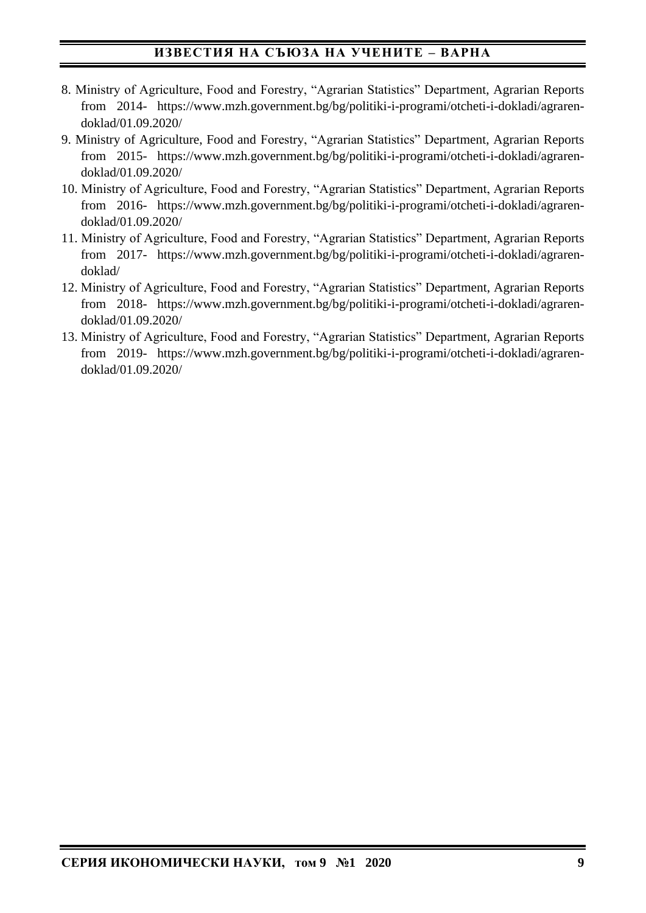8. Ministry of Agriculture, Food and Forestry, “Agrarian Statistics” Department, Agrarian Reports from 2014- https://www.mzh.government.bg/bg/politiki-i-programi/otcheti-i-dokladi/agraren-doklad/01.09.2020/
9. Ministry of Agriculture, Food and Forestry, “Agrarian Statistics” Department, Agrarian Reports from 2015- https://www.mzh.government.bg/bg/politiki-i-programi/otcheti-i-dokladi/agraren-doklad/01.09.2020/
10. Ministry of Agriculture, Food and Forestry, “Agrarian Statistics” Department, Agrarian Reports from 2016- https://www.mzh.government.bg/bg/politiki-i-programi/otcheti-i-dokladi/agraren-doklad/01.09.2020/
11. Ministry of Agriculture, Food and Forestry, “Agrarian Statistics” Department, Agrarian Reports from 2017- https://www.mzh.government.bg/bg/politiki-i-programi/otcheti-i-dokladi/agraren-doklad/
12. Ministry of Agriculture, Food and Forestry, “Agrarian Statistics” Department, Agrarian Reports from 2018- https://www.mzh.government.bg/bg/politiki-i-programi/otcheti-i-dokladi/agraren-doklad/01.09.2020/
13. Ministry of Agriculture, Food and Forestry, “Agrarian Statistics” Department, Agrarian Reports from 2019- https://www.mzh.government.bg/bg/politiki-i-programi/otcheti-i-dokladi/agraren-doklad/01.09.2020/